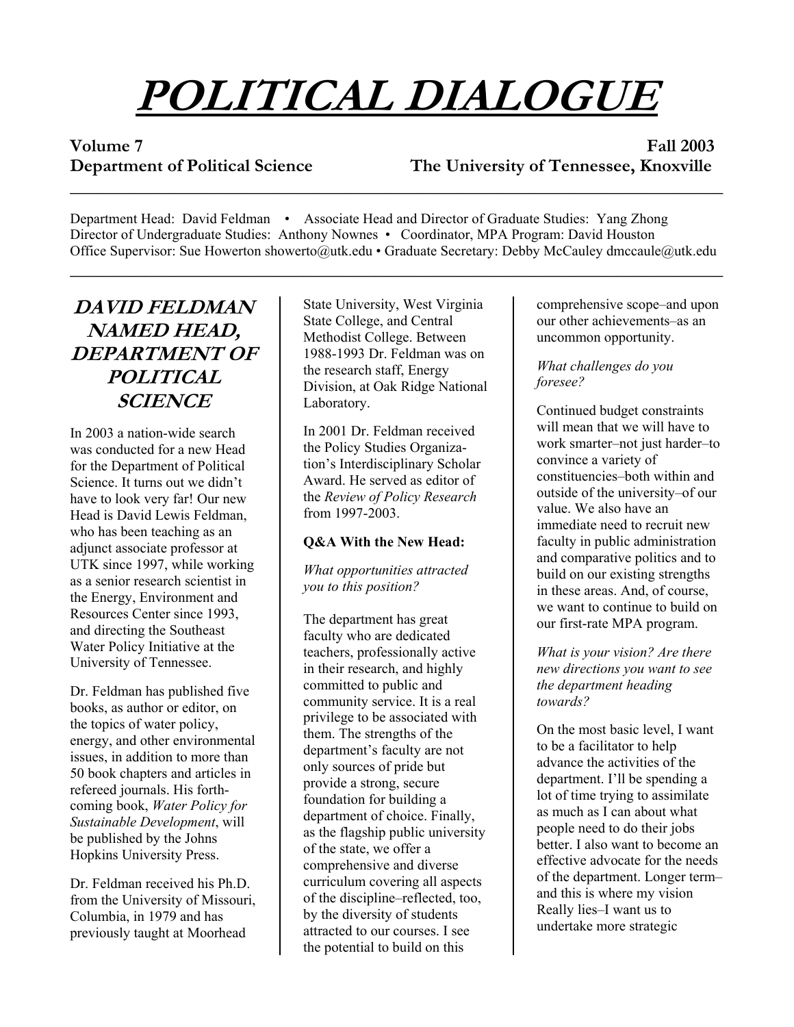# POLITICAL DIALOGUE

**Volume 7** **Fall 2003**
**Department of Political Science** **The University of Tennessee, Knoxville**

---

Department Head: David Feldman • Associate Head and Director of Graduate Studies: Yang Zhong
Director of Undergraduate Studies: Anthony Nownes • Coordinator, MPA Program: David Houston
Office Supervisor: Sue Howerton showerto@utk.edu • Graduate Secretary: Debby McCauley dmccaule@utk.edu

---

## DAVID FELDMAN NAMED HEAD, DEPARTMENT OF POLITICAL SCIENCE

In 2003 a nation-wide search was conducted for a new Head for the Department of Political Science. It turns out we didn't have to look very far! Our new Head is David Lewis Feldman, who has been teaching as an adjunct associate professor at UTK since 1997, while working as a senior research scientist in the Energy, Environment and Resources Center since 1993, and directing the Southeast Water Policy Initiative at the University of Tennessee.

Dr. Feldman has published five books, as author or editor, on the topics of water policy, energy, and other environmental issues, in addition to more than 50 book chapters and articles in refereed journals. His forthcoming book, *Water Policy for Sustainable Development*, will be published by the Johns Hopkins University Press.

Dr. Feldman received his Ph.D. from the University of Missouri, Columbia, in 1979 and has previously taught at Moorhead State University, West Virginia State College, and Central Methodist College. Between 1988-1993 Dr. Feldman was on the research staff, Energy Division, at Oak Ridge National Laboratory.

In 2001 Dr. Feldman received the Policy Studies Organization's Interdisciplinary Scholar Award. He served as editor of the *Review of Policy Research* from 1997-2003.

**Q&A With the New Head:**

*What opportunities attracted you to this position?*

The department has great faculty who are dedicated teachers, professionally active in their research, and highly committed to public and community service. It is a real privilege to be associated with them. The strengths of the department's faculty are not only sources of pride but provide a strong, secure foundation for building a department of choice. Finally, as the flagship public university of the state, we offer a comprehensive and diverse curriculum covering all aspects of the discipline–reflected, too, by the diversity of students attracted to our courses. I see the potential to build on this comprehensive scope–and upon our other achievements–as an uncommon opportunity.

*What challenges do you foresee?*

Continued budget constraints will mean that we will have to work smarter–not just harder–to convince a variety of constituencies–both within and outside of the university–of our value. We also have an immediate need to recruit new faculty in public administration and comparative politics and to build on our existing strengths in these areas. And, of course, we want to continue to build on our first-rate MPA program.

*What is your vision? Are there new directions you want to see the department heading towards?*

On the most basic level, I want to be a facilitator to help advance the activities of the department. I'll be spending a lot of time trying to assimilate as much as I can about what people need to do their jobs better. I also want to become an effective advocate for the needs of the department. Longer term–and this is where my vision Really lies–I want us to undertake more strategic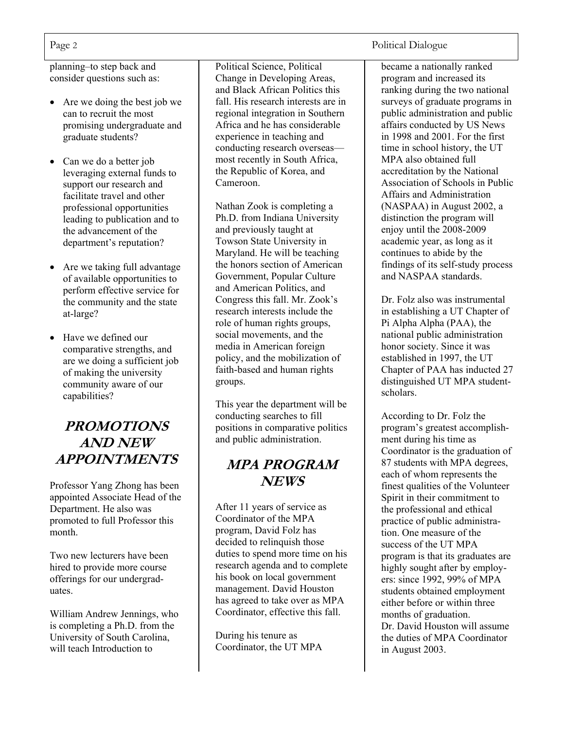planning–to step back and consider questions such as:

- Are we doing the best job we can to recruit the most promising undergraduate and graduate students?
- Can we do a better job leveraging external funds to support our research and facilitate travel and other professional opportunities leading to publication and to the advancement of the department's reputation?
- Are we taking full advantage of available opportunities to perform effective service for the community and the state at-large?
- Have we defined our comparative strengths, and are we doing a sufficient job of making the university community aware of our capabilities?

## PROMOTIONS AND NEW APPOINTMENTS

Professor Yang Zhong has been appointed Associate Head of the Department. He also was promoted to full Professor this month.

Two new lecturers have been hired to provide more course offerings for our undergraduates.

William Andrew Jennings, who is completing a Ph.D. from the University of South Carolina, will teach Introduction to Political Science, Political Change in Developing Areas, and Black African Politics this fall. His research interests are in regional integration in Southern Africa and he has considerable experience in teaching and conducting research overseas—most recently in South Africa, the Republic of Korea, and Cameroon.

Nathan Zook is completing a Ph.D. from Indiana University and previously taught at Towson State University in Maryland. He will be teaching the honors section of American Government, Popular Culture and American Politics, and Congress this fall. Mr. Zook's research interests include the role of human rights groups, social movements, and the media in American foreign policy, and the mobilization of faith-based and human rights groups.

This year the department will be conducting searches to fill positions in comparative politics and public administration.

## MPA PROGRAM NEWS

After 11 years of service as Coordinator of the MPA program, David Folz has decided to relinquish those duties to spend more time on his research agenda and to complete his book on local government management. David Houston has agreed to take over as MPA Coordinator, effective this fall.

During his tenure as Coordinator, the UT MPA became a nationally ranked program and increased its ranking during the two national surveys of graduate programs in public administration and public affairs conducted by US News in 1998 and 2001. For the first time in school history, the UT MPA also obtained full accreditation by the National Association of Schools in Public Affairs and Administration (NASPAA) in August 2002, a distinction the program will enjoy until the 2008-2009 academic year, as long as it continues to abide by the findings of its self-study process and NASPAA standards.

Dr. Folz also was instrumental in establishing a UT Chapter of Pi Alpha Alpha (PAA), the national public administration honor society. Since it was established in 1997, the UT Chapter of PAA has inducted 27 distinguished UT MPA student-scholars.

According to Dr. Folz the program's greatest accomplishment during his time as Coordinator is the graduation of 87 students with MPA degrees, each of whom represents the finest qualities of the Volunteer Spirit in their commitment to the professional and ethical practice of public administration. One measure of the success of the UT MPA program is that its graduates are highly sought after by employers: since 1992, 99% of MPA students obtained employment either before or within three months of graduation.
Dr. David Houston will assume the duties of MPA Coordinator in August 2003.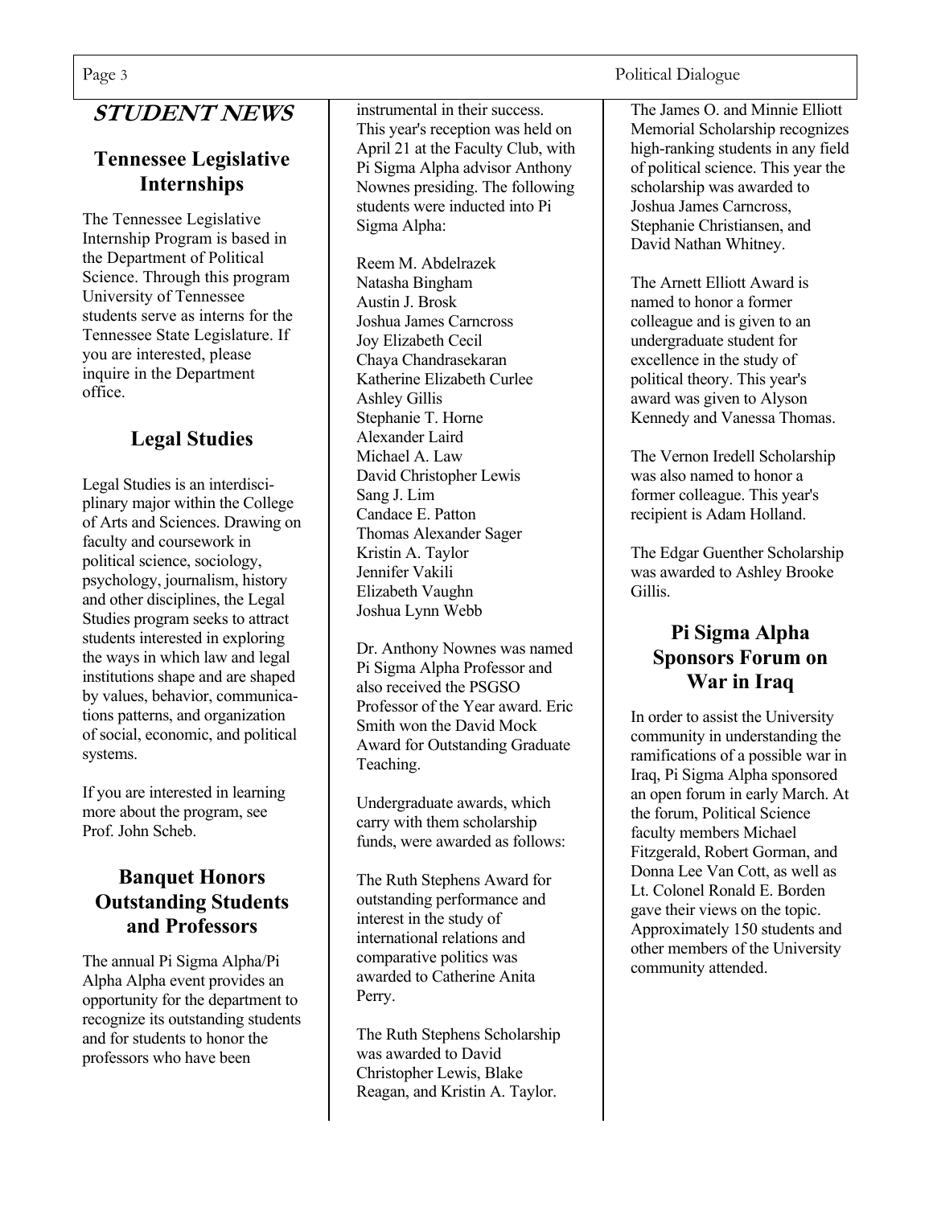# STUDENT NEWS

## Tennessee Legislative Internships

The Tennessee Legislative Internship Program is based in the Department of Political Science. Through this program University of Tennessee students serve as interns for the Tennessee State Legislature. If you are interested, please inquire in the Department office.

## Legal Studies

Legal Studies is an interdisciplinary major within the College of Arts and Sciences. Drawing on faculty and coursework in political science, sociology, psychology, journalism, history and other disciplines, the Legal Studies program seeks to attract students interested in exploring the ways in which law and legal institutions shape and are shaped by values, behavior, communications patterns, and organization of social, economic, and political systems.

If you are interested in learning more about the program, see Prof. John Scheb.

## Banquet Honors Outstanding Students and Professors

The annual Pi Sigma Alpha/Pi Alpha Alpha event provides an opportunity for the department to recognize its outstanding students and for students to honor the professors who have been instrumental in their success. This year's reception was held on April 21 at the Faculty Club, with Pi Sigma Alpha advisor Anthony Nownes presiding. The following students were inducted into Pi Sigma Alpha:

Reem M. Abdelrazek
Natasha Bingham
Austin J. Brosk
Joshua James Carncross
Joy Elizabeth Cecil
Chaya Chandrasekaran
Katherine Elizabeth Curlee
Ashley Gillis
Stephanie T. Horne
Alexander Laird
Michael A. Law
David Christopher Lewis
Sang J. Lim
Candace E. Patton
Thomas Alexander Sager
Kristin A. Taylor
Jennifer Vakili
Elizabeth Vaughn
Joshua Lynn Webb

Dr. Anthony Nownes was named Pi Sigma Alpha Professor and also received the PSGSO Professor of the Year award. Eric Smith won the David Mock Award for Outstanding Graduate Teaching.

Undergraduate awards, which carry with them scholarship funds, were awarded as follows:

The Ruth Stephens Award for outstanding performance and interest in the study of international relations and comparative politics was awarded to Catherine Anita Perry.

The Ruth Stephens Scholarship was awarded to David Christopher Lewis, Blake Reagan, and Kristin A. Taylor.

The James O. and Minnie Elliott Memorial Scholarship recognizes high-ranking students in any field of political science. This year the scholarship was awarded to Joshua James Carncross, Stephanie Christiansen, and David Nathan Whitney.

The Arnett Elliott Award is named to honor a former colleague and is given to an undergraduate student for excellence in the study of political theory. This year's award was given to Alyson Kennedy and Vanessa Thomas.

The Vernon Iredell Scholarship was also named to honor a former colleague. This year's recipient is Adam Holland.

The Edgar Guenther Scholarship was awarded to Ashley Brooke Gillis.

## Pi Sigma Alpha Sponsors Forum on War in Iraq

In order to assist the University community in understanding the ramifications of a possible war in Iraq, Pi Sigma Alpha sponsored an open forum in early March. At the forum, Political Science faculty members Michael Fitzgerald, Robert Gorman, and Donna Lee Van Cott, as well as Lt. Colonel Ronald E. Borden gave their views on the topic. Approximately 150 students and other members of the University community attended.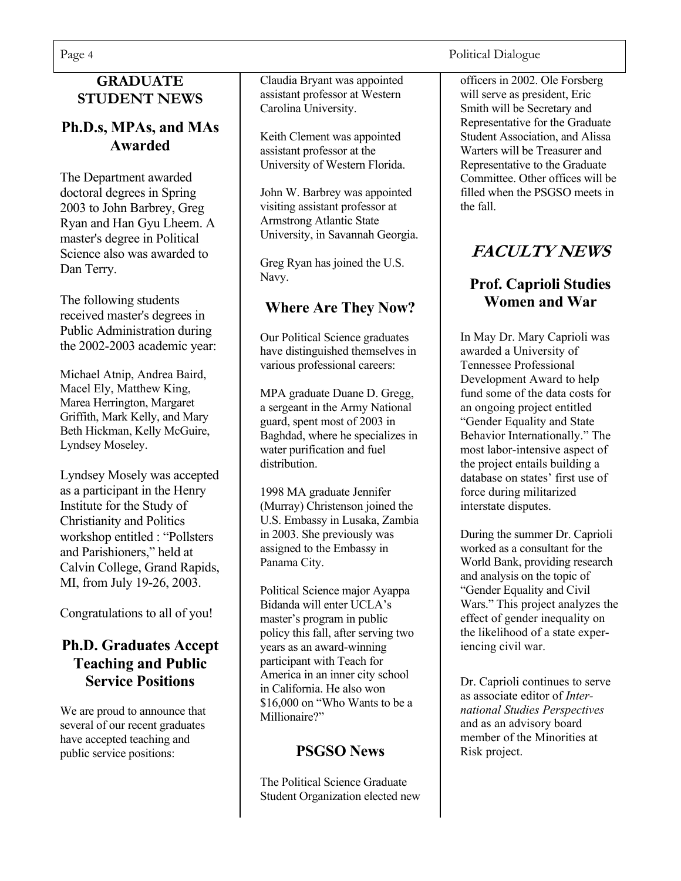## GRADUATE STUDENT NEWS

### Ph.D.s, MPAs, and MAs Awarded

The Department awarded doctoral degrees in Spring 2003 to John Barbrey, Greg Ryan and Han Gyu Lheem. A master's degree in Political Science also was awarded to Dan Terry.

The following students received master's degrees in Public Administration during the 2002-2003 academic year:

Michael Atnip, Andrea Baird, Macel Ely, Matthew King, Marea Herrington, Margaret Griffith, Mark Kelly, and Mary Beth Hickman, Kelly McGuire, Lyndsey Moseley.

Lyndsey Mosely was accepted as a participant in the Henry Institute for the Study of Christianity and Politics workshop entitled : "Pollsters and Parishioners," held at Calvin College, Grand Rapids, MI, from July 19-26, 2003.

Congratulations to all of you!

### Ph.D. Graduates Accept Teaching and Public Service Positions

We are proud to announce that several of our recent graduates have accepted teaching and public service positions:

Claudia Bryant was appointed assistant professor at Western Carolina University.

Keith Clement was appointed assistant professor at the University of Western Florida.

John W. Barbrey was appointed visiting assistant professor at Armstrong Atlantic State University, in Savannah Georgia.

Greg Ryan has joined the U.S. Navy.

### Where Are They Now?

Our Political Science graduates have distinguished themselves in various professional careers:

MPA graduate Duane D. Gregg, a sergeant in the Army National guard, spent most of 2003 in Baghdad, where he specializes in water purification and fuel distribution.

1998 MA graduate Jennifer (Murray) Christenson joined the U.S. Embassy in Lusaka, Zambia in 2003. She previously was assigned to the Embassy in Panama City.

Political Science major Ayappa Bidanda will enter UCLA's master's program in public policy this fall, after serving two years as an award-winning participant with Teach for America in an inner city school in California. He also won $16,000 on "Who Wants to be a Millionaire?"

### PSGSO News

The Political Science Graduate Student Organization elected new officers in 2002. Ole Forsberg will serve as president, Eric Smith will be Secretary and Representative for the Graduate Student Association, and Alissa Warters will be Treasurer and Representative to the Graduate Committee. Other offices will be filled when the PSGSO meets in the fall.

## *FACULTY NEWS*

### Prof. Caprioli Studies Women and War

In May Dr. Mary Caprioli was awarded a University of Tennessee Professional Development Award to help fund some of the data costs for an ongoing project entitled "Gender Equality and State Behavior Internationally." The most labor-intensive aspect of the project entails building a database on states' first use of force during militarized interstate disputes.

During the summer Dr. Caprioli worked as a consultant for the World Bank, providing research and analysis on the topic of "Gender Equality and Civil Wars." This project analyzes the effect of gender inequality on the likelihood of a state experiencing civil war.

Dr. Caprioli continues to serve as associate editor of *International Studies Perspectives* and as an advisory board member of the Minorities at Risk project.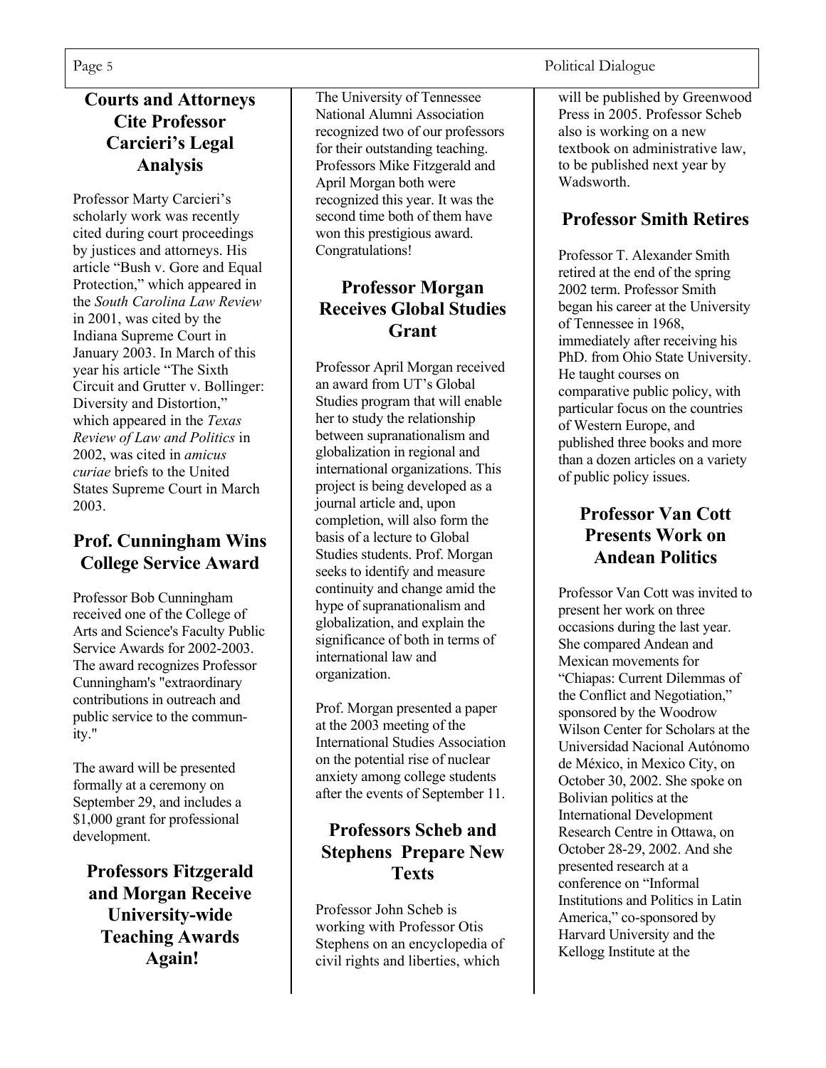## Courts and Attorneys Cite Professor Carcieri's Legal Analysis

Professor Marty Carcieri's scholarly work was recently cited during court proceedings by justices and attorneys. His article "Bush v. Gore and Equal Protection," which appeared in the *South Carolina Law Review* in 2001, was cited by the Indiana Supreme Court in January 2003. In March of this year his article "The Sixth Circuit and Grutter v. Bollinger: Diversity and Distortion," which appeared in the *Texas Review of Law and Politics* in 2002, was cited in *amicus curiae* briefs to the United States Supreme Court in March 2003.

## Prof. Cunningham Wins College Service Award

Professor Bob Cunningham received one of the College of Arts and Science's Faculty Public Service Awards for 2002-2003. The award recognizes Professor Cunningham's "extraordinary contributions in outreach and public service to the community."

The award will be presented formally at a ceremony on September 29, and includes a $1,000 grant for professional development.

## Professors Fitzgerald and Morgan Receive University-wide Teaching Awards Again!

The University of Tennessee National Alumni Association recognized two of our professors for their outstanding teaching. Professors Mike Fitzgerald and April Morgan both were recognized this year. It was the second time both of them have won this prestigious award. Congratulations!

## Professor Morgan Receives Global Studies Grant

Professor April Morgan received an award from UT's Global Studies program that will enable her to study the relationship between supranationalism and globalization in regional and international organizations. This project is being developed as a journal article and, upon completion, will also form the basis of a lecture to Global Studies students. Prof. Morgan seeks to identify and measure continuity and change amid the hype of supranationalism and globalization, and explain the significance of both in terms of international law and organization.

Prof. Morgan presented a paper at the 2003 meeting of the International Studies Association on the potential rise of nuclear anxiety among college students after the events of September 11.

## Professors Scheb and Stephens Prepare New Texts

Professor John Scheb is working with Professor Otis Stephens on an encyclopedia of civil rights and liberties, which will be published by Greenwood Press in 2005. Professor Scheb also is working on a new textbook on administrative law, to be published next year by Wadsworth.

## Professor Smith Retires

Professor T. Alexander Smith retired at the end of the spring 2002 term. Professor Smith began his career at the University of Tennessee in 1968, immediately after receiving his PhD. from Ohio State University. He taught courses on comparative public policy, with particular focus on the countries of Western Europe, and published three books and more than a dozen articles on a variety of public policy issues.

## Professor Van Cott Presents Work on Andean Politics

Professor Van Cott was invited to present her work on three occasions during the last year. She compared Andean and Mexican movements for "Chiapas: Current Dilemmas of the Conflict and Negotiation," sponsored by the Woodrow Wilson Center for Scholars at the Universidad Nacional Autónomo de México, in Mexico City, on October 30, 2002. She spoke on Bolivian politics at the International Development Research Centre in Ottawa, on October 28-29, 2002. And she presented research at a conference on "Informal Institutions and Politics in Latin America," co-sponsored by Harvard University and the Kellogg Institute at the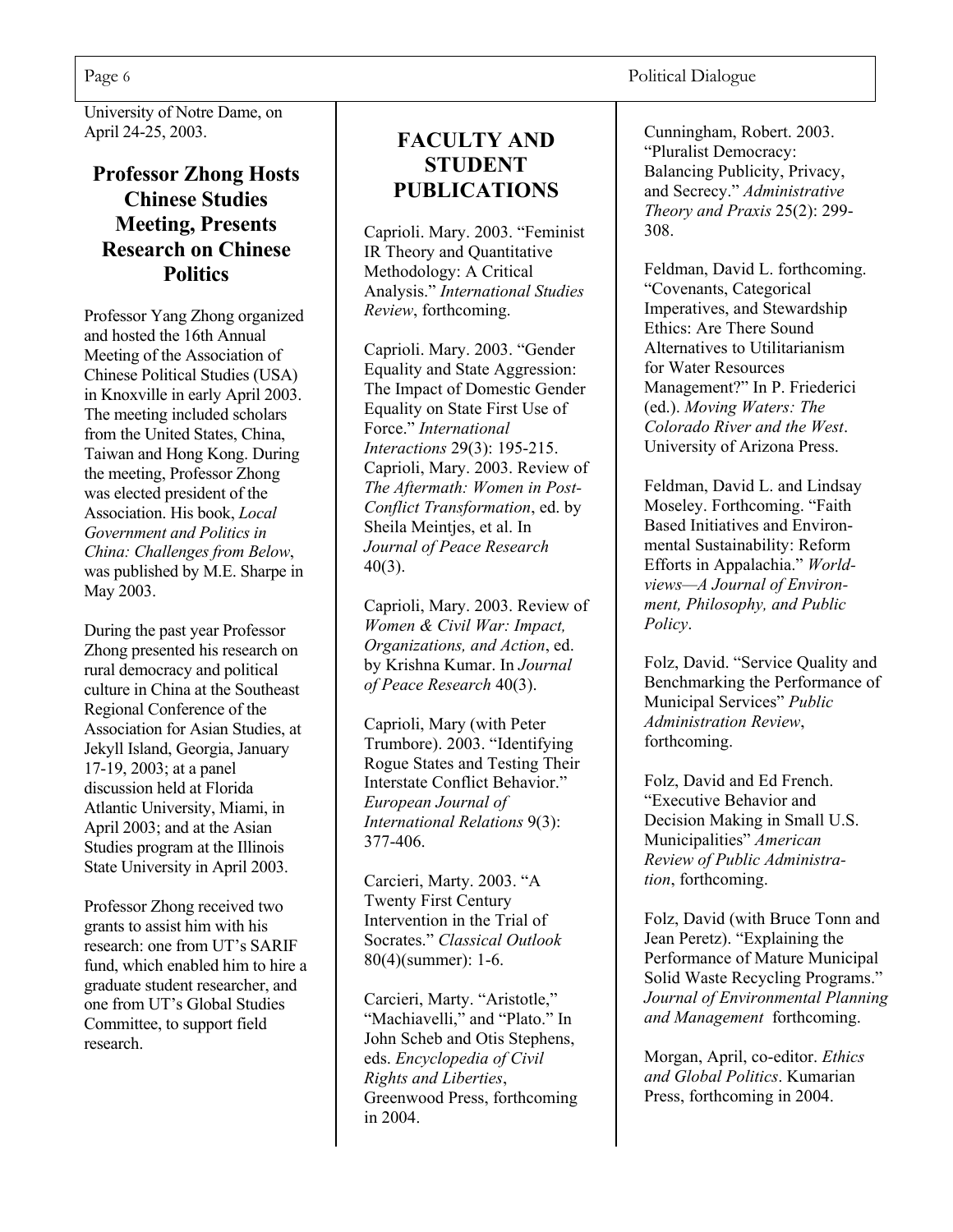University of Notre Dame, on April 24-25, 2003.

## Professor Zhong Hosts Chinese Studies Meeting, Presents Research on Chinese Politics

Professor Yang Zhong organized and hosted the 16th Annual Meeting of the Association of Chinese Political Studies (USA) in Knoxville in early April 2003. The meeting included scholars from the United States, China, Taiwan and Hong Kong. During the meeting, Professor Zhong was elected president of the Association. His book, *Local Government and Politics in China: Challenges from Below*, was published by M.E. Sharpe in May 2003.

During the past year Professor Zhong presented his research on rural democracy and political culture in China at the Southeast Regional Conference of the Association for Asian Studies, at Jekyll Island, Georgia, January 17-19, 2003; at a panel discussion held at Florida Atlantic University, Miami, in April 2003; and at the Asian Studies program at the Illinois State University in April 2003.

Professor Zhong received two grants to assist him with his research: one from UT's SARIF fund, which enabled him to hire a graduate student researcher, and one from UT's Global Studies Committee, to support field research.

## FACULTY AND STUDENT PUBLICATIONS

Caprioli. Mary. 2003. "Feminist IR Theory and Quantitative Methodology: A Critical Analysis." *International Studies Review*, forthcoming.

Caprioli. Mary. 2003. "Gender Equality and State Aggression: The Impact of Domestic Gender Equality on State First Use of Force." *International Interactions* 29(3): 195-215.

Caprioli, Mary. 2003. Review of *The Aftermath: Women in Post-Conflict Transformation*, ed. by Sheila Meintjes, et al. In *Journal of Peace Research* 40(3).

Caprioli, Mary. 2003. Review of *Women & Civil War: Impact, Organizations, and Action*, ed. by Krishna Kumar. In *Journal of Peace Research* 40(3).

Caprioli, Mary (with Peter Trumbore). 2003. "Identifying Rogue States and Testing Their Interstate Conflict Behavior." *European Journal of International Relations* 9(3): 377-406.

Carcieri, Marty. 2003. "A Twenty First Century Intervention in the Trial of Socrates." *Classical Outlook* 80(4)(summer): 1-6.

Carcieri, Marty. "Aristotle," "Machiavelli," and "Plato." In John Scheb and Otis Stephens, eds. *Encyclopedia of Civil Rights and Liberties*, Greenwood Press, forthcoming in 2004.

Cunningham, Robert. 2003. "Pluralist Democracy: Balancing Publicity, Privacy, and Secrecy." *Administrative Theory and Praxis* 25(2): 299-308.

Feldman, David L. forthcoming. "Covenants, Categorical Imperatives, and Stewardship Ethics: Are There Sound Alternatives to Utilitarianism for Water Resources Management?" In P. Friederici (ed.). *Moving Waters: The Colorado River and the West*. University of Arizona Press.

Feldman, David L. and Lindsay Moseley. Forthcoming. "Faith Based Initiatives and Environmental Sustainability: Reform Efforts in Appalachia." *Worldviews—A Journal of Environment, Philosophy, and Public Policy*.

Folz, David. "Service Quality and Benchmarking the Performance of Municipal Services" *Public Administration Review*, forthcoming.

Folz, David and Ed French. "Executive Behavior and Decision Making in Small U.S. Municipalities" *American Review of Public Administration*, forthcoming.

Folz, David (with Bruce Tonn and Jean Peretz). "Explaining the Performance of Mature Municipal Solid Waste Recycling Programs." *Journal of Environmental Planning and Management* forthcoming.

Morgan, April, co-editor. *Ethics and Global Politics*. Kumarian Press, forthcoming in 2004.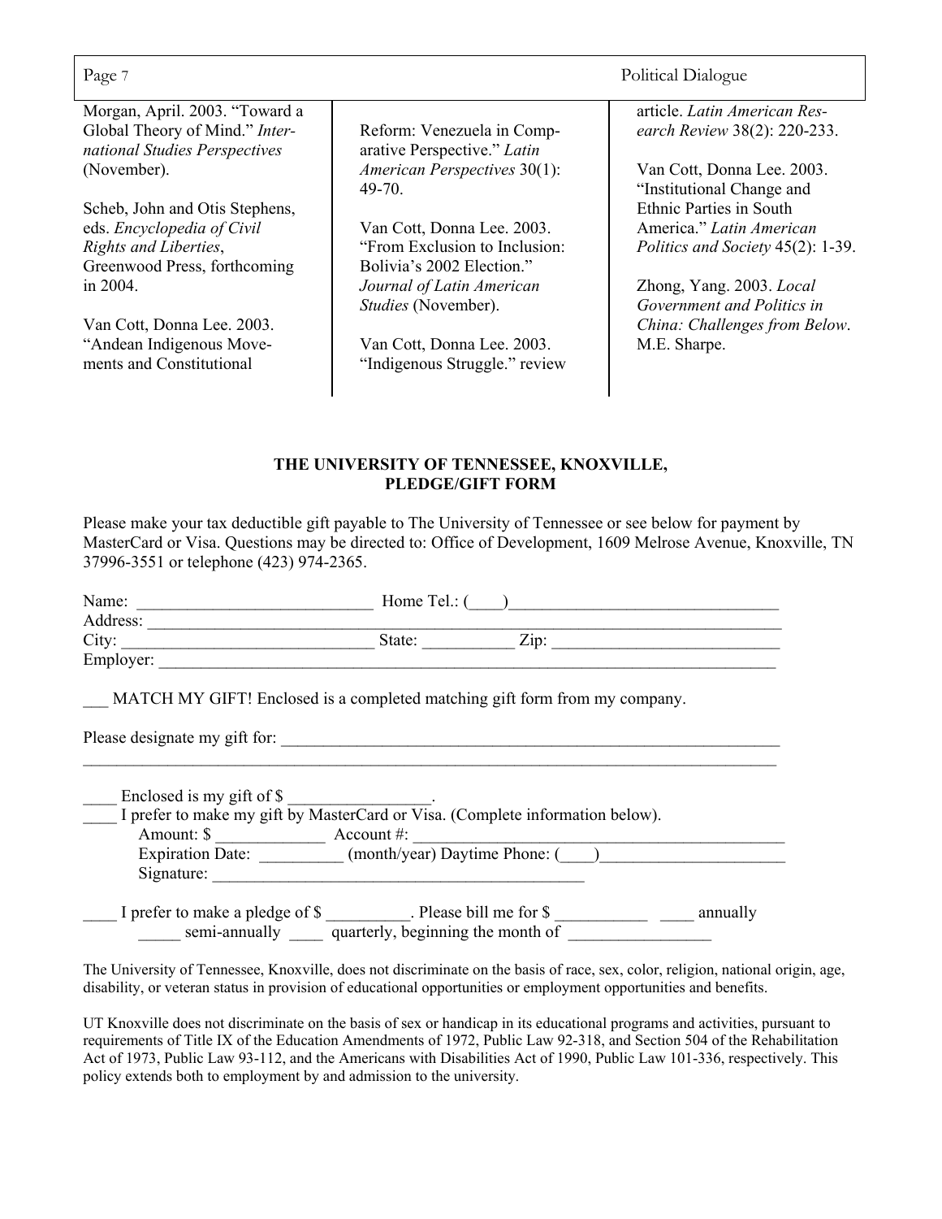Morgan, April. 2003. “Toward a Global Theory of Mind.” *International Studies Perspectives* (November).

Scheb, John and Otis Stephens, eds. *Encyclopedia of Civil Rights and Liberties*, Greenwood Press, forthcoming in 2004.

Van Cott, Donna Lee. 2003. “Andean Indigenous Movements and Constitutional Reform: Venezuela in Comparative Perspective.” *Latin American Perspectives* 30(1): 49-70.

Van Cott, Donna Lee. 2003. “From Exclusion to Inclusion: Bolivia’s 2002 Election.” *Journal of Latin American Studies* (November).

Van Cott, Donna Lee. 2003. “Indigenous Struggle.” review article. *Latin American Research Review* 38(2): 220-233.

Van Cott, Donna Lee. 2003. “Institutional Change and Ethnic Parties in South America.” *Latin American Politics and Society* 45(2): 1-39.

Zhong, Yang. 2003. *Local Government and Politics in China: Challenges from Below*. M.E. Sharpe.

**THE UNIVERSITY OF TENNESSEE, KNOXVILLE,**
**PLEDGE/GIFT FORM**

Please make your tax deductible gift payable to The University of Tennessee or see below for payment by MasterCard or Visa. Questions may be directed to: Office of Development, 1609 Melrose Avenue, Knoxville, TN 37996-3551 or telephone (423) 974-2365.

Name: ____________________________ Home Tel.: (____)________________________________
Address: ______________________________________________________________________________
City: ______________________________ State: __________ Zip: ___________________________
Employer: _____________________________________________________________________________

___ MATCH MY GIFT! Enclosed is a completed matching gift form from my company.

Please designate my gift for: _____________________________________________________________
_______________________________________________________________________________________

____ Enclosed is my gift of $ ________________.
____ I prefer to make my gift by MasterCard or Visa. (Complete information below).
Amount: $ ____________ Account #: ____________________________________________
Expiration Date: __________ (month/year) Daytime Phone: (____)_____________________
Signature: ____________________________________________

____ I prefer to make a pledge of $ _________. Please bill me for $ __________ ____ annually
_____ semi-annually ____ quarterly, beginning the month of ________________

The University of Tennessee, Knoxville, does not discriminate on the basis of race, sex, color, religion, national origin, age, disability, or veteran status in provision of educational opportunities or employment opportunities and benefits.

UT Knoxville does not discriminate on the basis of sex or handicap in its educational programs and activities, pursuant to requirements of Title IX of the Education Amendments of 1972, Public Law 92-318, and Section 504 of the Rehabilitation Act of 1973, Public Law 93-112, and the Americans with Disabilities Act of 1990, Public Law 101-336, respectively. This policy extends both to employment by and admission to the university.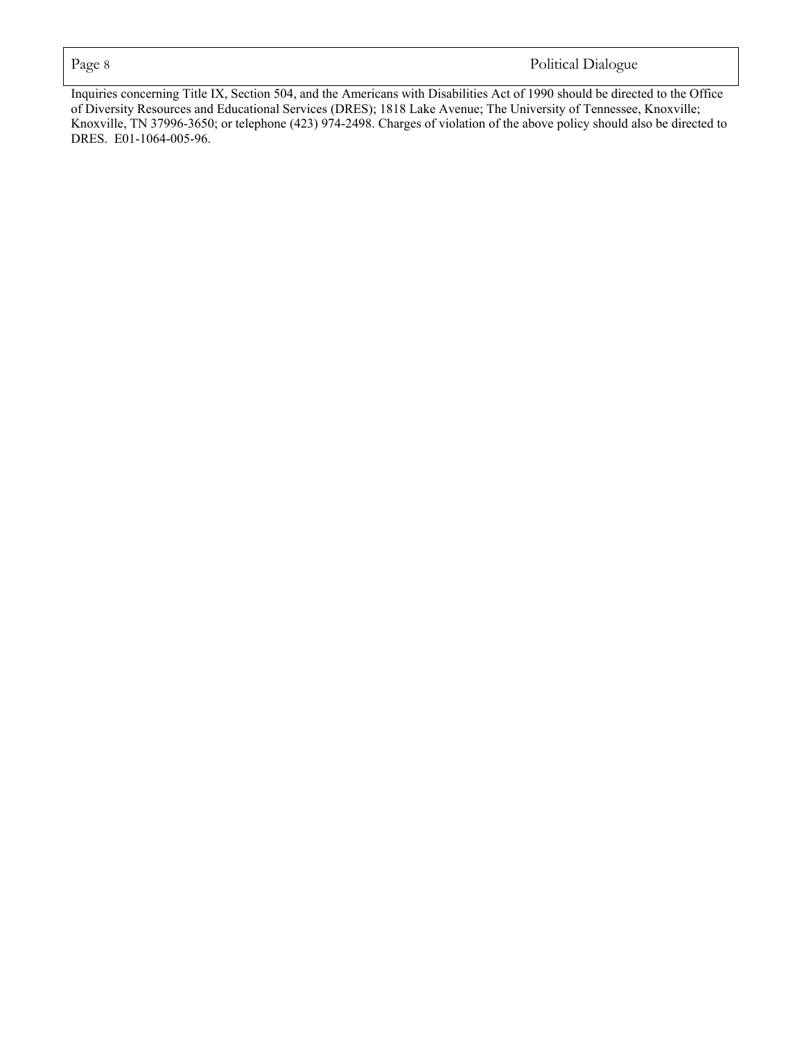Inquiries concerning Title IX, Section 504, and the Americans with Disabilities Act of 1990 should be directed to the Office of Diversity Resources and Educational Services (DRES); 1818 Lake Avenue; The University of Tennessee, Knoxville; Knoxville, TN 37996-3650; or telephone (423) 974-2498. Charges of violation of the above policy should also be directed to DRES. E01-1064-005-96.